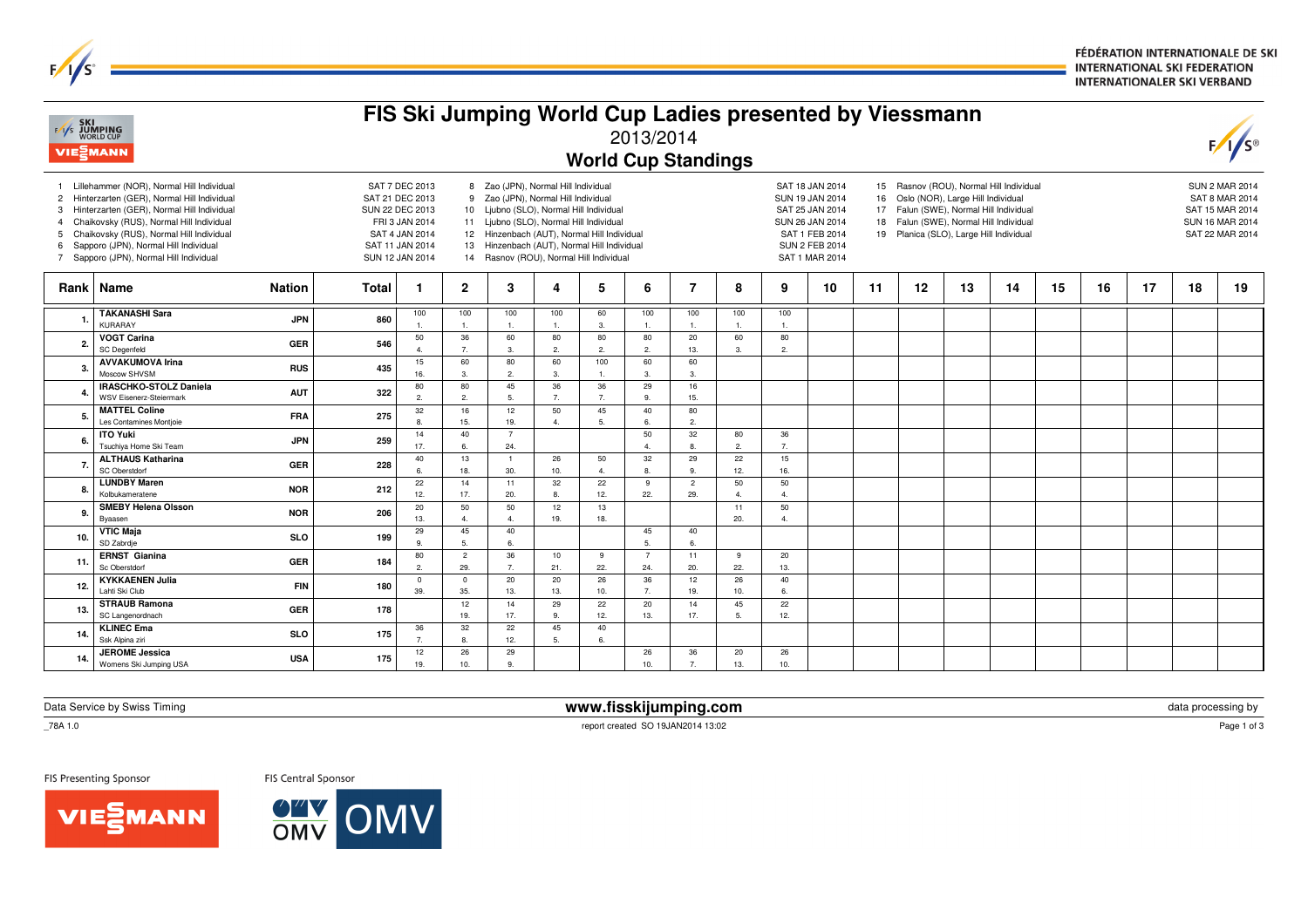FÉDÉRATION INTERNATIONALE DE SKI
INTERNATIONAL SKI FEDERATION
INTERNATIONALER SKI VERBAND

# FIS Ski Jumping World Cup Ladies presented by Viessmann

## 2013/2014

## World Cup Standings

| # | Competition | Date |
|---|---|---|
| 1 | Lillehammer (NOR), Normal Hill Individual | SAT 7 DEC 2013 |
| 2 | Hinterzarten (GER), Normal Hill Individual | SAT 21 DEC 2013 |
| 3 | Hinterzarten (GER), Normal Hill Individual | SUN 22 DEC 2013 |
| 4 | Chaikovsky (RUS), Normal Hill Individual | FRI 3 JAN 2014 |
| 5 | Chaikovsky (RUS), Normal Hill Individual | SAT 4 JAN 2014 |
| 6 | Sapporo (JPN), Normal Hill Individual | SAT 11 JAN 2014 |
| 7 | Sapporo (JPN), Normal Hill Individual | SUN 12 JAN 2014 |
| 8 | Zao (JPN), Normal Hill Individual | SAT 18 JAN 2014 |
| 9 | Zao (JPN), Normal Hill Individual | SUN 19 JAN 2014 |
| 10 | Ljubno (SLO), Normal Hill Individual | SAT 25 JAN 2014 |
| 11 | Ljubno (SLO), Normal Hill Individual | SUN 26 JAN 2014 |
| 12 | Hinzenbach (AUT), Normal Hill Individual | SAT 1 FEB 2014 |
| 13 | Hinzenbach (AUT), Normal Hill Individual | SUN 2 FEB 2014 |
| 14 | Rasnov (ROU), Normal Hill Individual | SAT 1 MAR 2014 |
| 15 | Rasnov (ROU), Normal Hill Individual | SUN 2 MAR 2014 |
| 16 | Oslo (NOR), Large Hill Individual | SAT 8 MAR 2014 |
| 17 | Falun (SWE), Normal Hill Individual | SAT 15 MAR 2014 |
| 18 | Falun (SWE), Normal Hill Individual | SUN 16 MAR 2014 |
| 19 | Planica (SLO), Large Hill Individual | SAT 22 MAR 2014 |

| Rank | Name | Nation | Total | 1 | 2 | 3 | 4 | 5 | 6 | 7 | 8 | 9 | 10 | 11 | 12 | 13 | 14 | 15 | 16 | 17 | 18 | 19 |
|---|---|---|---|---|---|---|---|---|---|---|---|---|---|---|---|---|---|---|---|---|---|---|
| 1. | TAKANASHI Sara<br>KURARAY | JPN | 860 | 100<br>1. | 100<br>1. | 100<br>1. | 100<br>1. | 60<br>3. | 100<br>1. | 100<br>1. | 100<br>1. | 100<br>1. | | | | | | | | | | |
| 2. | VOGT Carina<br>SC Degenfeld | GER | 546 | 50<br>4. | 36<br>7. | 60<br>3. | 80<br>2. | 80<br>2. | 80<br>2. | 20<br>13. | 60<br>3. | 80<br>2. | | | | | | | | | | |
| 3. | AVVAKUMOVA Irina<br>Moscow SHVSM | RUS | 435 | 15<br>16. | 60<br>3. | 80<br>2. | 60<br>3. | 100<br>1. | 60<br>3. | 60<br>3. | | | | | | | | | | | | |
| 4. | IRASCHKO-STOLZ Daniela<br>WSV Eisenerz-Steiermark | AUT | 322 | 80<br>2. | 80<br>2. | 45<br>5. | 36<br>7. | 36<br>7. | 29<br>9. | 16<br>15. | | | | | | | | | | | | |
| 5. | MATTEL Coline<br>Les Contamines Montjoie | FRA | 275 | 32<br>8. | 16<br>15. | 12<br>19. | 50<br>4. | 45<br>5. | 40<br>6. | 80<br>2. | | | | | | | | | | | | |
| 6. | ITO Yuki<br>Tsuchiya Home Ski Team | JPN | 259 | 14<br>17. | 40<br>6. | 7<br>24. | | | 50<br>4. | 32<br>8. | 80<br>2. | 36<br>7. | | | | | | | | | | |
| 7. | ALTHAUS Katharina<br>SC Oberstdorf | GER | 228 | 40<br>6. | 13<br>18. | 1<br>30. | 26<br>10. | 50<br>4. | 32<br>8. | 29<br>9. | 22<br>12. | 15<br>16. | | | | | | | | | | |
| 8. | LUNDBY Maren<br>Kolbukameratene | NOR | 212 | 22<br>12. | 14<br>17. | 11<br>20. | 32<br>8. | 22<br>12. | 9<br>22. | 2<br>29. | 50<br>4. | 50<br>4. | | | | | | | | | | |
| 9. | SMEBY Helena Olsson<br>Byaasen | NOR | 206 | 20<br>13. | 50<br>4. | 50<br>4. | 12<br>19. | 13<br>18. | | | 11<br>20. | 50<br>4. | | | | | | | | | | |
| 10. | VTIC Maja<br>SD Zabrdje | SLO | 199 | 29<br>9. | 45<br>5. | 40<br>6. | | | 45<br>5. | 40<br>6. | | | | | | | | | | | | |
| 11. | ERNST Gianina<br>Sc Oberstdorf | GER | 184 | 80<br>2. | 2<br>29. | 36<br>7. | 10<br>21. | 9<br>22. | 7<br>24. | 11<br>20. | 9<br>22. | 20<br>13. | | | | | | | | | | |
| 12. | KYKKAENEN Julia<br>Lahti Ski Club | FIN | 180 | 0<br>39. | 0<br>35. | 20<br>13. | 20<br>13. | 26<br>10. | 36<br>7. | 12<br>19. | 26<br>10. | 40<br>6. | | | | | | | | | | |
| 13. | STRAUB Ramona<br>SC Langenordnach | GER | 178 | | 12<br>19. | 14<br>17. | 29<br>9. | 22<br>12. | 20<br>13. | 14<br>17. | 45<br>5. | 22<br>12. | | | | | | | | | | |
| 14. | KLINEC Ema<br>Ssk Alpina ziri | SLO | 175 | 36<br>7. | 32<br>8. | 22<br>12. | 45<br>5. | 40<br>6. | | | | | | | | | | | | | | |
| 14. | JEROME Jessica<br>Womens Ski Jumping USA | USA | 175 | 12<br>19. | 26<br>10. | 29<br>9. | | | 26<br>10. | 36<br>7. | 20<br>13. | 26<br>10. | | | | | | | | | | |

Data Service by Swiss Timing | www.fisskijumping.com | data processing by

_78A 1.0 | report created SO 19JAN2014 13:02

FIS Presenting Sponsor: VIESSMANN | FIS Central Sponsor: OMV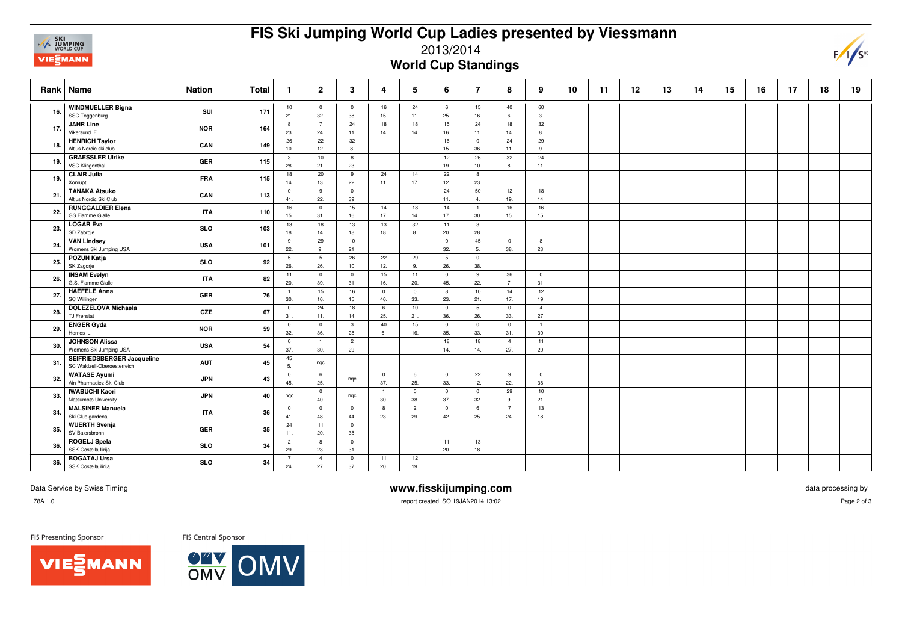# FIS Ski Jumping World Cup Ladies presented by Viessmann

2013/2014

## World Cup Standings

| Rank | Name | Nation | Total | 1 | 2 | 3 | 4 | 5 | 6 | 7 | 8 | 9 | 10 | 11 | 12 | 13 | 14 | 15 | 16 | 17 | 18 | 19 |
|---|---|---|---|---|---|---|---|---|---|---|---|---|---|---|---|---|---|---|---|---|---|---|
| 16. | **WINDMUELLER Bigna** SSC Toggenburg | SUI | 171 | 10 21. | 0 32. | 0 38. | 16 15. | 24 11. | 6 25. | 15 16. | 40 6. | 60 3. | | | | | | | | | | |
| 17. | **JAHR Line** Vikersund IF | NOR | 164 | 8 23. | 7 24. | 24 11. | 18 14. | 18 14. | 15 16. | 24 11. | 18 14. | 32 8. | | | | | | | | | | |
| 18. | **HENRICH Taylor** Altius Nordic ski club | CAN | 149 | 26 10. | 22 12. | 32 8. | | | 16 15. | 0 36. | 24 11. | 29 9. | | | | | | | | | | |
| 19. | **GRAESSLER Ulrike** VSC Klingenthal | GER | 115 | 3 28. | 10 21. | 8 23. | | | 12 19. | 26 10. | 32 8. | 24 11. | | | | | | | | | | |
| 19. | **CLAIR Julia** Xonrupt | FRA | 115 | 18 14. | 20 13. | 9 22. | 24 11. | 14 17. | 22 12. | 8 23. | | | | | | | | | | | | |
| 21. | **TANAKA Atsuko** Altius Nordic Ski Club | CAN | 113 | 0 41. | 9 22. | 0 39. | | | 24 11. | 50 4. | 12 19. | 18 14. | | | | | | | | | | |
| 22. | **RUNGGALDIER Elena** GS Fiamme Gialle | ITA | 110 | 16 15. | 0 31. | 15 16. | 14 17. | 18 14. | 14 17. | 1 30. | 16 15. | 16 15. | | | | | | | | | | |
| 23. | **LOGAR Eva** SD Zabrdje | SLO | 103 | 13 18. | 18 14. | 13 18. | 13 18. | 32 8. | 11 20. | 3 28. | | | | | | | | | | | | |
| 24. | **VAN Lindsey** Womens Ski Jumping USA | USA | 101 | 9 22. | 29 9. | 10 21. | | | 0 32. | 45 5. | 0 38. | 8 23. | | | | | | | | | | |
| 25. | **POZUN Katja** SK Zagorje | SLO | 92 | 5 26. | 5 26. | 26 10. | 22 12. | 29 9. | 5 26. | 0 38. | | | | | | | | | | | | |
| 26. | **INSAM Evelyn** G.S. Fiamme Gialle | ITA | 82 | 11 20. | 0 39. | 0 31. | 15 16. | 11 20. | 0 45. | 9 22. | 36 7. | 0 31. | | | | | | | | | | |
| 27. | **HAEFELE Anna** SC Willingen | GER | 76 | 1 30. | 15 16. | 16 15. | 0 46. | 0 33. | 8 23. | 10 21. | 14 17. | 12 19. | | | | | | | | | | |
| 28. | **DOLEZELOVA Michaela** TJ Frenstat | CZE | 67 | 0 31. | 24 11. | 18 14. | 6 25. | 10 21. | 0 36. | 5 26. | 0 33. | 4 27. | | | | | | | | | | |
| 29. | **ENGER Gyda** Hernes IL | NOR | 59 | 0 32. | 0 36. | 3 28. | 40 6. | 15 16. | 0 35. | 0 33. | 0 31. | 1 30. | | | | | | | | | | |
| 30. | **JOHNSON Alissa** Womens Ski Jumping USA | USA | 54 | 0 37. | 1 30. | 2 29. | | | 18 14. | 18 14. | 4 27. | 11 20. | | | | | | | | | | |
| 31. | **SEIFRIEDSBERGER Jacqueline** SC Waldzell-Oberoesterreich | AUT | 45 | 45 5. | nqc | | | | | | | | | | | | | | | | | |
| 32. | **WATASE Ayumi** Ain Pharmaciez Ski Club | JPN | 43 | 0 45. | 6 25. | nqc | 0 37. | 6 25. | 0 33. | 22 12. | 9 22. | 0 38. | | | | | | | | | | |
| 33. | **IWABUCHI Kaori** Matsumoto University | JPN | 40 | nqc | 0 40. | nqc | 1 30. | 0 38. | 0 37. | 0 32. | 29 9. | 10 21. | | | | | | | | | | |
| 34. | **MALSINER Manuela** Ski Club gardena | ITA | 36 | 0 41. | 0 48. | 0 44. | 8 23. | 2 29. | 0 42. | 6 25. | 7 24. | 13 18. | | | | | | | | | | |
| 35. | **WUERTH Svenja** SV Baiersbronn | GER | 35 | 24 11. | 11 20. | 0 35. | | | | | | | | | | | | | | | | |
| 36. | **ROGELJ Spela** SSK Costella Ilirija | SLO | 34 | 2 29. | 8 23. | 0 31. | | | 11 20. | 13 18. | | | | | | | | | | | | |
| 36. | **BOGATAJ Ursa** SSK Costella ilirija | SLO | 34 | 7 24. | 4 27. | 0 37. | 11 20. | 12 19. | | | | | | | | | | | | | | |

Data Service by Swiss Timing

**www.fisskijumping.com**

data processing by

_78A 1.0

report created SO 19JAN2014 13:02

FIS Presenting Sponsor

FIS Central Sponsor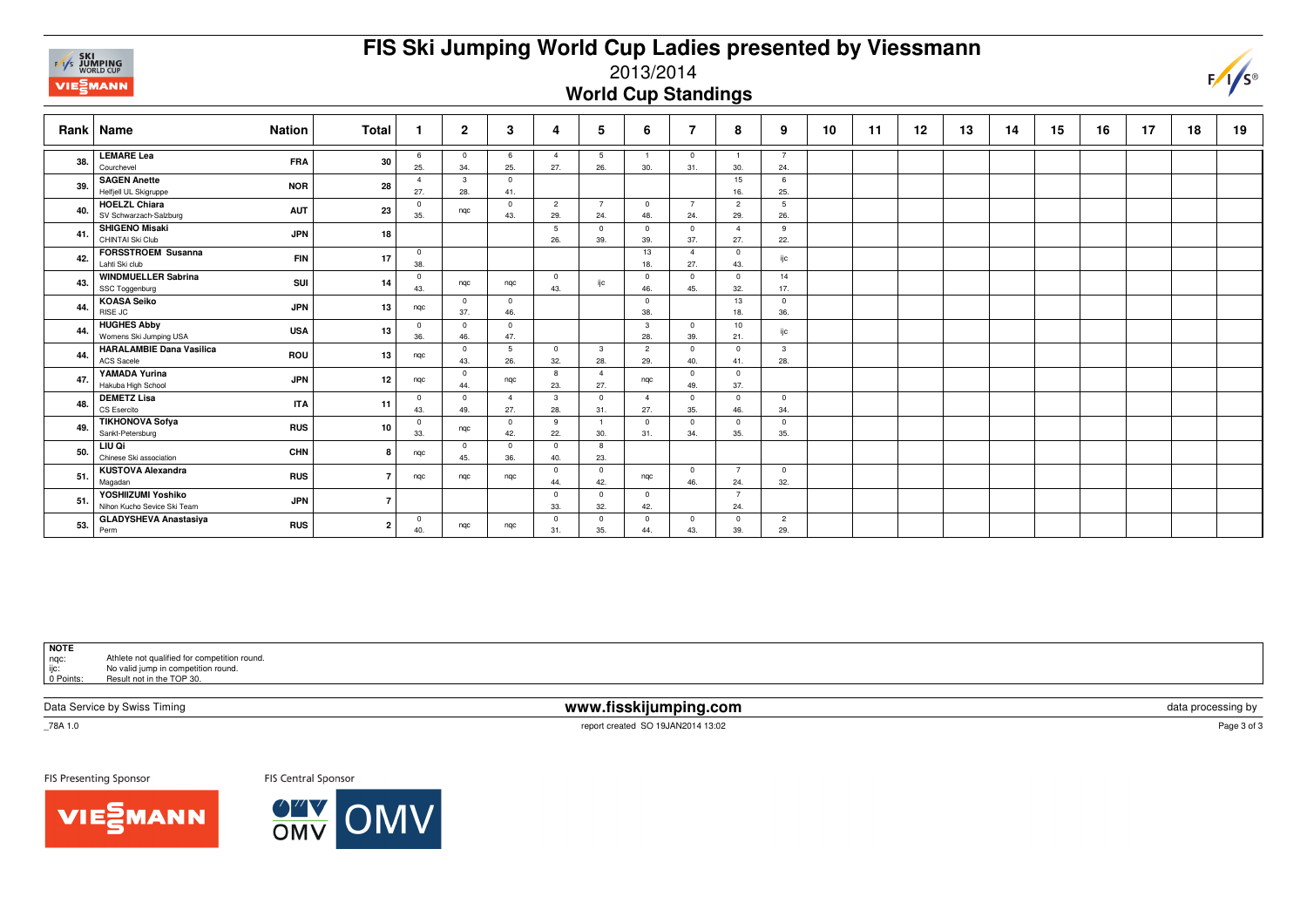# FIS Ski Jumping World Cup Ladies presented by Viessmann

## 2013/2014

## World Cup Standings

| Rank | Name | Nation | Total | 1 | 2 | 3 | 4 | 5 | 6 | 7 | 8 | 9 | 10 | 11 | 12 | 13 | 14 | 15 | 16 | 17 | 18 | 19 |
|---|---|---|---|---|---|---|---|---|---|---|---|---|---|---|---|---|---|---|---|---|---|---|
| 38. | LEMARE Lea<br>Courchevel | FRA | 30 | 6<br>25. | 0<br>34. | 6<br>25. | 4<br>27. | 5<br>26. | 1<br>30. | 0<br>31. | 1<br>30. | 7<br>24. | | | | | | | | | | |
| 39. | SAGEN Anette<br>Helfjell UL Skigruppe | NOR | 28 | 4<br>27. | 3<br>28. | 0<br>41. | | | | | 15<br>16. | 6<br>25. | | | | | | | | | | |
| 40. | HOELZL Chiara<br>SV Schwarzach-Salzburg | AUT | 23 | 0<br>35. | nqc | 0<br>43. | 2<br>29. | 7<br>24. | 0<br>48. | 7<br>24. | 2<br>29. | 5<br>26. | | | | | | | | | | |
| 41. | SHIGENO Misaki<br>CHINTAI Ski Club | JPN | 18 | | | | 5<br>26. | 0<br>39. | 0<br>39. | 0<br>37. | 4<br>27. | 9<br>22. | | | | | | | | | | |
| 42. | FORSSTROEM Susanna<br>Lahti Ski club | FIN | 17 | 0<br>38. | | | | | 13<br>18. | 4<br>27. | 0<br>43. | ijc | | | | | | | | | | |
| 43. | WINDMUELLER Sabrina<br>SSC Toggenburg | SUI | 14 | 0<br>43. | nqc | nqc | 0<br>43. | ijc | 0<br>46. | 0<br>45. | 0<br>32. | 14<br>17. | | | | | | | | | | |
| 44. | KOASA Seiko<br>RISE JC | JPN | 13 | nqc | 0<br>37. | 0<br>46. | | | 0<br>38. | | 13<br>18. | 0<br>36. | | | | | | | | | | |
| 44. | HUGHES Abby<br>Womens Ski Jumping USA | USA | 13 | 0<br>36. | 0<br>46. | 0<br>47. | | | 3<br>28. | 0<br>39. | 10<br>21. | ijc | | | | | | | | | | |
| 44. | HARALAMBIE Dana Vasilica<br>ACS Sacele | ROU | 13 | nqc | 0<br>43. | 5<br>26. | 0<br>32. | 3<br>28. | 2<br>29. | 0<br>40. | 0<br>41. | 3<br>28. | | | | | | | | | | |
| 47. | YAMADA Yurina<br>Hakuba High School | JPN | 12 | nqc | 0<br>44. | nqc | 8<br>23. | 4<br>27. | nqc | 0<br>49. | 0<br>37. | | | | | | | | | | | |
| 48. | DEMETZ Lisa<br>CS Esercito | ITA | 11 | 0<br>43. | 0<br>49. | 4<br>27. | 3<br>28. | 0<br>31. | 4<br>27. | 0<br>35. | 0<br>46. | 0<br>34. | | | | | | | | | | |
| 49. | TIKHONOVA Sofya<br>Sankt-Petersburg | RUS | 10 | 0<br>33. | nqc | 0<br>42. | 9<br>22. | 1<br>30. | 0<br>31. | 0<br>34. | 0<br>35. | 0<br>35. | | | | | | | | | | |
| 50. | LIU Qi<br>Chinese Ski association | CHN | 8 | nqc | 0<br>45. | 0<br>36. | 0<br>40. | 8<br>23. | | | | | | | | | | | | | | |
| 51. | KUSTOVA Alexandra<br>Magadan | RUS | 7 | nqc | nqc | nqc | 0<br>44. | 0<br>42. | nqc | 0<br>46. | 7<br>24. | 0<br>32. | | | | | | | | | | |
| 51. | YOSHIIZUMI Yoshiko<br>Nihon Kucho Sevice Ski Team | JPN | 7 | | | | 0<br>33. | 0<br>32. | 0<br>42. | | 7<br>24. | | | | | | | | | | | |
| 53. | GLADYSHEVA Anastasiya<br>Perm | RUS | 2 | 0<br>40. | nqc | nqc | 0<br>31. | 0<br>35. | 0<br>44. | 0<br>43. | 0<br>39. | 2<br>29. | | | | | | | | | | |

**NOTE**

nqc: Athlete not qualified for competition round.
ijc: No valid jump in competition round.
0 Points: Result not in the TOP 30.

Data Service by Swiss Timing | www.fisskijumping.com | data processing by

_78A 1.0 | report created SO 19JAN2014 13:02

FIS Presenting Sponsor | FIS Central Sponsor